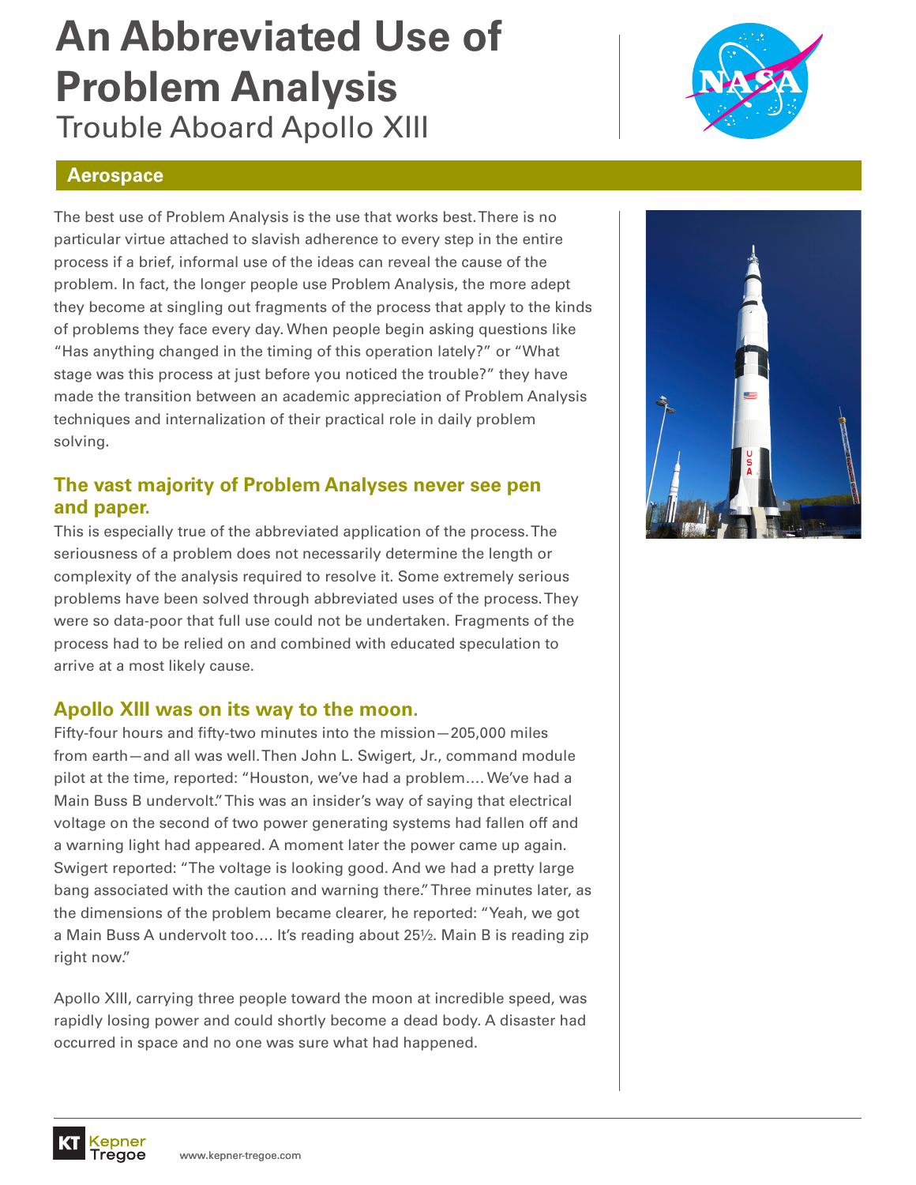# An Abbreviated Use of Problem Analysis

## Trouble Aboard Apollo XIII

**Aerospace**

The best use of Problem Analysis is the use that works best. There is no particular virtue attached to slavish adherence to every step in the entire process if a brief, informal use of the ideas can reveal the cause of the problem. In fact, the longer people use Problem Analysis, the more adept they become at singling out fragments of the process that apply to the kinds of problems they face every day. When people begin asking questions like "Has anything changed in the timing of this operation lately?" or "What stage was this process at just before you noticed the trouble?" they have made the transition between an academic appreciation of Problem Analysis techniques and internalization of their practical role in daily problem solving.

### The vast majority of Problem Analyses never see pen and paper.

This is especially true of the abbreviated application of the process. The seriousness of a problem does not necessarily determine the length or complexity of the analysis required to resolve it. Some extremely serious problems have been solved through abbreviated uses of the process. They were so data-poor that full use could not be undertaken. Fragments of the process had to be relied on and combined with educated speculation to arrive at a most likely cause.

### Apollo XIII was on its way to the moon.

Fifty-four hours and fifty-two minutes into the mission—205,000 miles from earth—and all was well. Then John L. Swigert, Jr., command module pilot at the time, reported: "Houston, we've had a problem…. We've had a Main Buss B undervolt." This was an insider's way of saying that electrical voltage on the second of two power generating systems had fallen off and a warning light had appeared. A moment later the power came up again. Swigert reported: "The voltage is looking good. And we had a pretty large bang associated with the caution and warning there." Three minutes later, as the dimensions of the problem became clearer, he reported: "Yeah, we got a Main Buss A undervolt too…. It's reading about 25½. Main B is reading zip right now."

Apollo XIII, carrying three people toward the moon at incredible speed, was rapidly losing power and could shortly become a dead body. A disaster had occurred in space and no one was sure what had happened.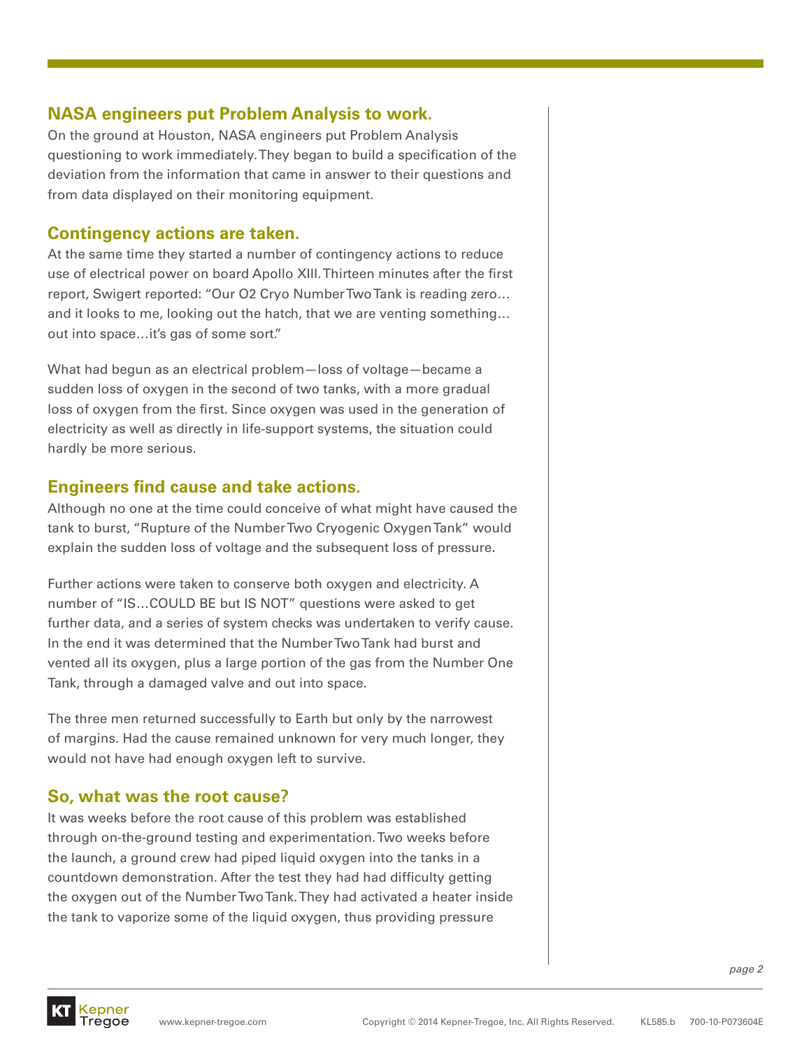## NASA engineers put Problem Analysis to work.

On the ground at Houston, NASA engineers put Problem Analysis questioning to work immediately. They began to build a specification of the deviation from the information that came in answer to their questions and from data displayed on their monitoring equipment.

## Contingency actions are taken.

At the same time they started a number of contingency actions to reduce use of electrical power on board Apollo XIII. Thirteen minutes after the first report, Swigert reported: "Our O2 Cryo Number Two Tank is reading zero… and it looks to me, looking out the hatch, that we are venting something… out into space…it's gas of some sort."

What had begun as an electrical problem—loss of voltage—became a sudden loss of oxygen in the second of two tanks, with a more gradual loss of oxygen from the first. Since oxygen was used in the generation of electricity as well as directly in life-support systems, the situation could hardly be more serious.

## Engineers find cause and take actions.

Although no one at the time could conceive of what might have caused the tank to burst, "Rupture of the Number Two Cryogenic Oxygen Tank" would explain the sudden loss of voltage and the subsequent loss of pressure.

Further actions were taken to conserve both oxygen and electricity. A number of "IS…COULD BE but IS NOT" questions were asked to get further data, and a series of system checks was undertaken to verify cause. In the end it was determined that the Number Two Tank had burst and vented all its oxygen, plus a large portion of the gas from the Number One Tank, through a damaged valve and out into space.

The three men returned successfully to Earth but only by the narrowest of margins. Had the cause remained unknown for very much longer, they would not have had enough oxygen left to survive.

## So, what was the root cause?

It was weeks before the root cause of this problem was established through on-the-ground testing and experimentation. Two weeks before the launch, a ground crew had piped liquid oxygen into the tanks in a countdown demonstration. After the test they had had difficulty getting the oxygen out of the Number Two Tank. They had activated a heater inside the tank to vaporize some of the liquid oxygen, thus providing pressure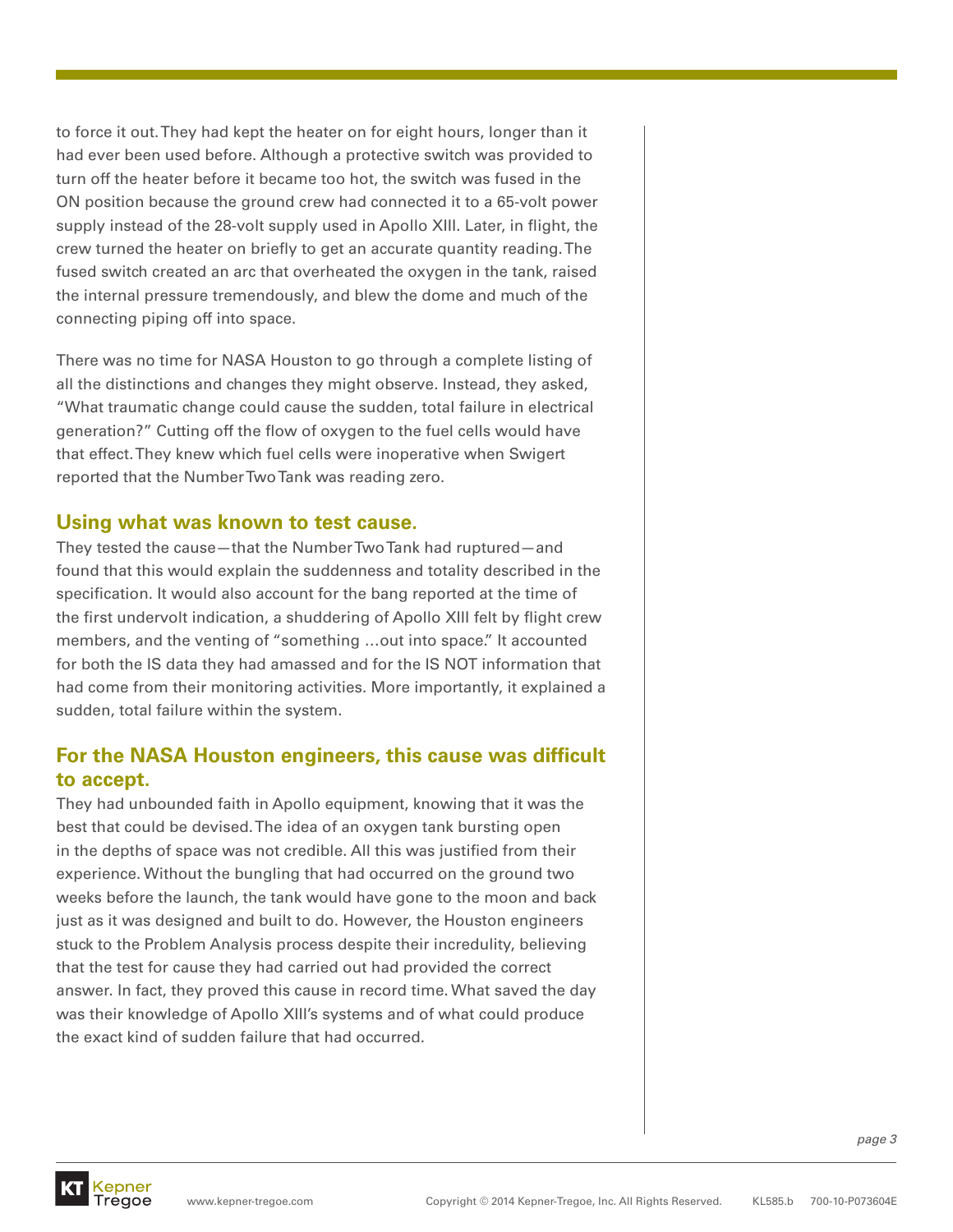to force it out. They had kept the heater on for eight hours, longer than it had ever been used before. Although a protective switch was provided to turn off the heater before it became too hot, the switch was fused in the ON position because the ground crew had connected it to a 65-volt power supply instead of the 28-volt supply used in Apollo XIII. Later, in flight, the crew turned the heater on briefly to get an accurate quantity reading. The fused switch created an arc that overheated the oxygen in the tank, raised the internal pressure tremendously, and blew the dome and much of the connecting piping off into space.

There was no time for NASA Houston to go through a complete listing of all the distinctions and changes they might observe. Instead, they asked, "What traumatic change could cause the sudden, total failure in electrical generation?" Cutting off the flow of oxygen to the fuel cells would have that effect. They knew which fuel cells were inoperative when Swigert reported that the Number Two Tank was reading zero.

## Using what was known to test cause.

They tested the cause—that the Number Two Tank had ruptured—and found that this would explain the suddenness and totality described in the specification. It would also account for the bang reported at the time of the first undervolt indication, a shuddering of Apollo XIII felt by flight crew members, and the venting of "something …out into space." It accounted for both the IS data they had amassed and for the IS NOT information that had come from their monitoring activities. More importantly, it explained a sudden, total failure within the system.

## For the NASA Houston engineers, this cause was difficult to accept.

They had unbounded faith in Apollo equipment, knowing that it was the best that could be devised. The idea of an oxygen tank bursting open in the depths of space was not credible. All this was justified from their experience. Without the bungling that had occurred on the ground two weeks before the launch, the tank would have gone to the moon and back just as it was designed and built to do. However, the Houston engineers stuck to the Problem Analysis process despite their incredulity, believing that the test for cause they had carried out had provided the correct answer. In fact, they proved this cause in record time. What saved the day was their knowledge of Apollo XIII's systems and of what could produce the exact kind of sudden failure that had occurred.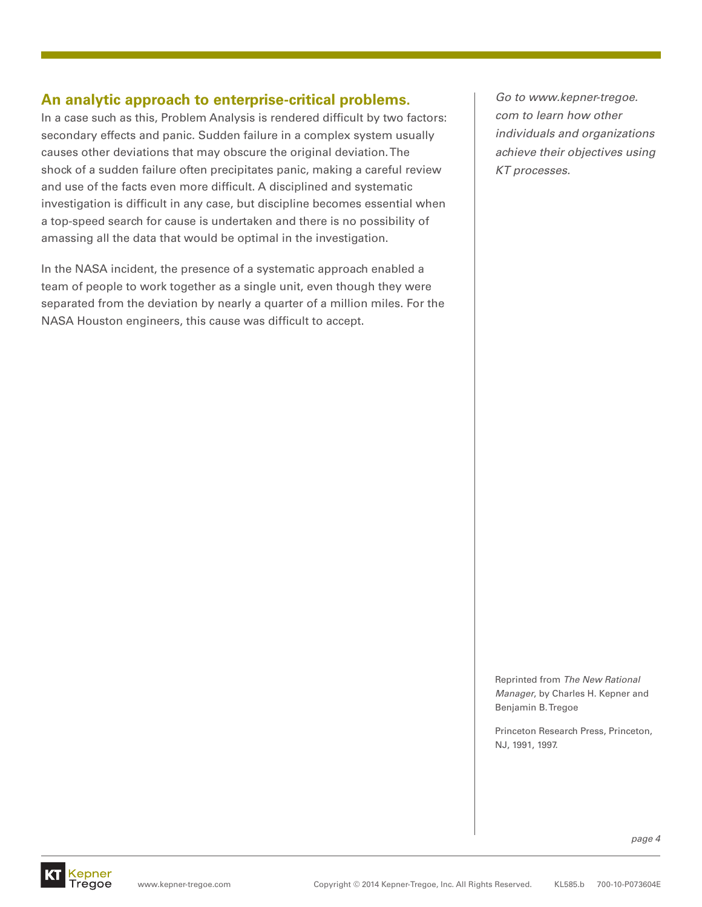## An analytic approach to enterprise-critical problems.

In a case such as this, Problem Analysis is rendered difficult by two factors: secondary effects and panic. Sudden failure in a complex system usually causes other deviations that may obscure the original deviation. The shock of a sudden failure often precipitates panic, making a careful review and use of the facts even more difficult. A disciplined and systematic investigation is difficult in any case, but discipline becomes essential when a top-speed search for cause is undertaken and there is no possibility of amassing all the data that would be optimal in the investigation.

In the NASA incident, the presence of a systematic approach enabled a team of people to work together as a single unit, even though they were separated from the deviation by nearly a quarter of a million miles. For the NASA Houston engineers, this cause was difficult to accept.

*Go to www.kepner-tregoe.com to learn how other individuals and organizations achieve their objectives using KT processes.*

Reprinted from *The New Rational Manager*, by Charles H. Kepner and Benjamin B. Tregoe

Princeton Research Press, Princeton, NJ, 1991, 1997.

www.kepner-tregoe.com Copyright © 2014 Kepner-Tregoe, Inc. All Rights Reserved. KL585.b 700-10-P073604E